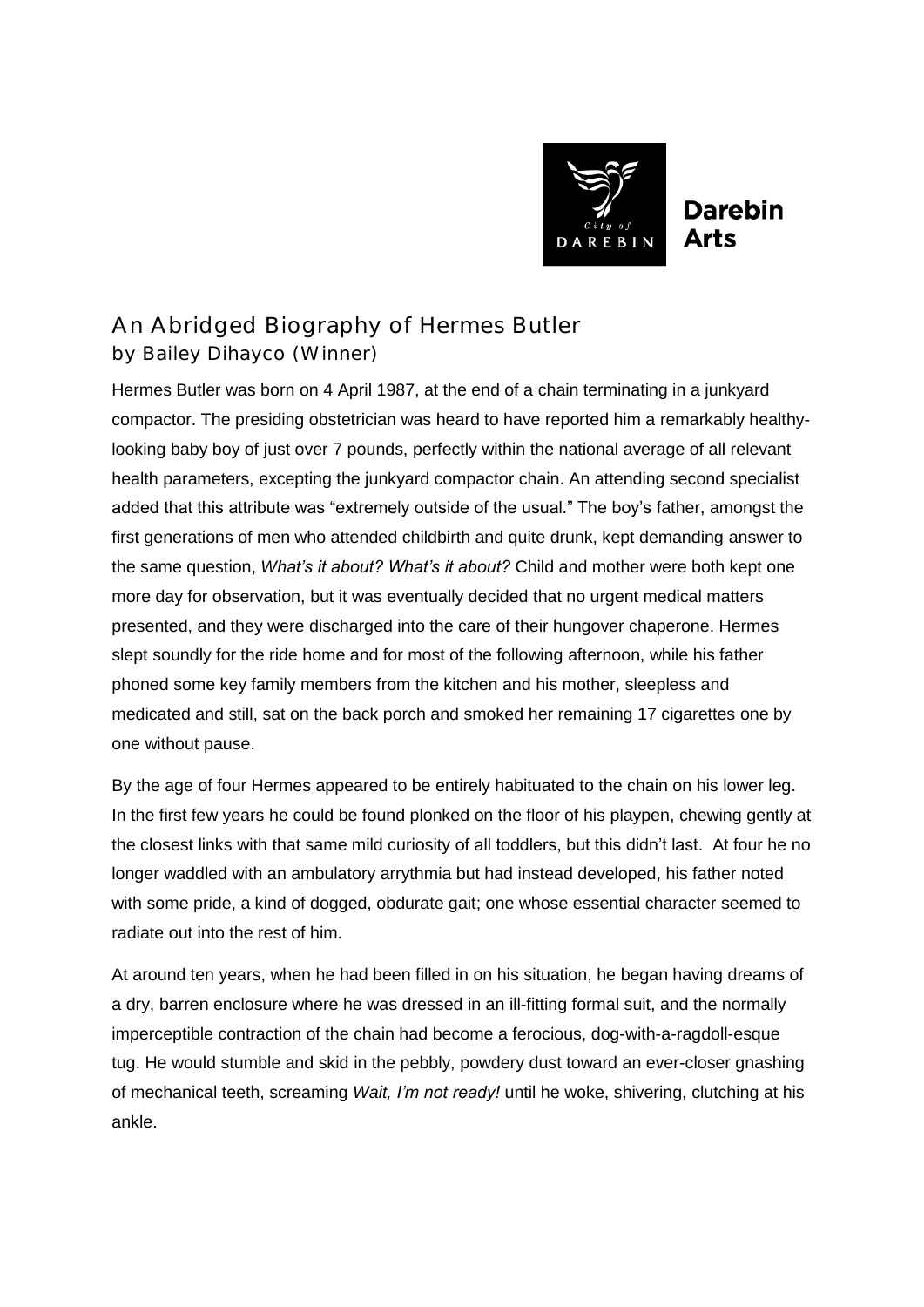# An Abridged Biography of Hermes Butler

### by Bailey Dihayco (Winner)

Hermes Butler was born on 4 April 1987, at the end of a chain terminating in a junkyard compactor. The presiding obstetrician was heard to have reported him a remarkably healthy-looking baby boy of just over 7 pounds, perfectly within the national average of all relevant health parameters, excepting the junkyard compactor chain. An attending second specialist added that this attribute was "extremely outside of the usual." The boy's father, amongst the first generations of men who attended childbirth and quite drunk, kept demanding answer to the same question, *What's it about? What's it about?* Child and mother were both kept one more day for observation, but it was eventually decided that no urgent medical matters presented, and they were discharged into the care of their hungover chaperone. Hermes slept soundly for the ride home and for most of the following afternoon, while his father phoned some key family members from the kitchen and his mother, sleepless and medicated and still, sat on the back porch and smoked her remaining 17 cigarettes one by one without pause.

By the age of four Hermes appeared to be entirely habituated to the chain on his lower leg. In the first few years he could be found plonked on the floor of his playpen, chewing gently at the closest links with that same mild curiosity of all toddlers, but this didn't last. At four he no longer waddled with an ambulatory arrythmia but had instead developed, his father noted with some pride, a kind of dogged, obdurate gait; one whose essential character seemed to radiate out into the rest of him.

At around ten years, when he had been filled in on his situation, he began having dreams of a dry, barren enclosure where he was dressed in an ill-fitting formal suit, and the normally imperceptible contraction of the chain had become a ferocious, dog-with-a-ragdoll-esque tug. He would stumble and skid in the pebbly, powdery dust toward an ever-closer gnashing of mechanical teeth, screaming *Wait, I'm not ready!* until he woke, shivering, clutching at his ankle.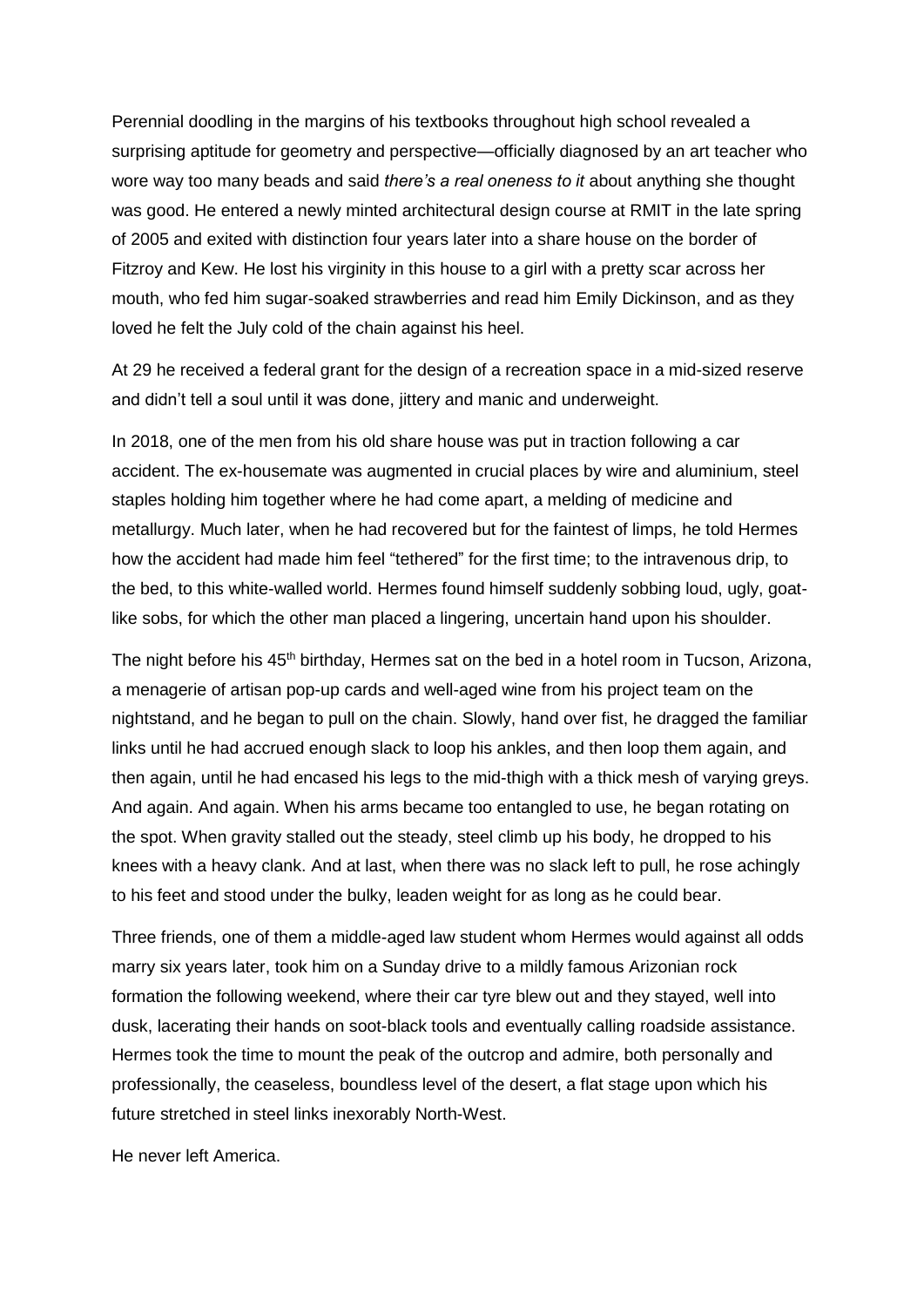Perennial doodling in the margins of his textbooks throughout high school revealed a surprising aptitude for geometry and perspective—officially diagnosed by an art teacher who wore way too many beads and said *there's a real oneness to it* about anything she thought was good. He entered a newly minted architectural design course at RMIT in the late spring of 2005 and exited with distinction four years later into a share house on the border of Fitzroy and Kew. He lost his virginity in this house to a girl with a pretty scar across her mouth, who fed him sugar-soaked strawberries and read him Emily Dickinson, and as they loved he felt the July cold of the chain against his heel.

At 29 he received a federal grant for the design of a recreation space in a mid-sized reserve and didn't tell a soul until it was done, jittery and manic and underweight.

In 2018, one of the men from his old share house was put in traction following a car accident. The ex-housemate was augmented in crucial places by wire and aluminium, steel staples holding him together where he had come apart, a melding of medicine and metallurgy. Much later, when he had recovered but for the faintest of limps, he told Hermes how the accident had made him feel "tethered" for the first time; to the intravenous drip, to the bed, to this white-walled world. Hermes found himself suddenly sobbing loud, ugly, goat-like sobs, for which the other man placed a lingering, uncertain hand upon his shoulder.

The night before his 45th birthday, Hermes sat on the bed in a hotel room in Tucson, Arizona, a menagerie of artisan pop-up cards and well-aged wine from his project team on the nightstand, and he began to pull on the chain. Slowly, hand over fist, he dragged the familiar links until he had accrued enough slack to loop his ankles, and then loop them again, and then again, until he had encased his legs to the mid-thigh with a thick mesh of varying greys. And again. And again. When his arms became too entangled to use, he began rotating on the spot. When gravity stalled out the steady, steel climb up his body, he dropped to his knees with a heavy clank. And at last, when there was no slack left to pull, he rose achingly to his feet and stood under the bulky, leaden weight for as long as he could bear.

Three friends, one of them a middle-aged law student whom Hermes would against all odds marry six years later, took him on a Sunday drive to a mildly famous Arizonian rock formation the following weekend, where their car tyre blew out and they stayed, well into dusk, lacerating their hands on soot-black tools and eventually calling roadside assistance. Hermes took the time to mount the peak of the outcrop and admire, both personally and professionally, the ceaseless, boundless level of the desert, a flat stage upon which his future stretched in steel links inexorably North-West.

He never left America.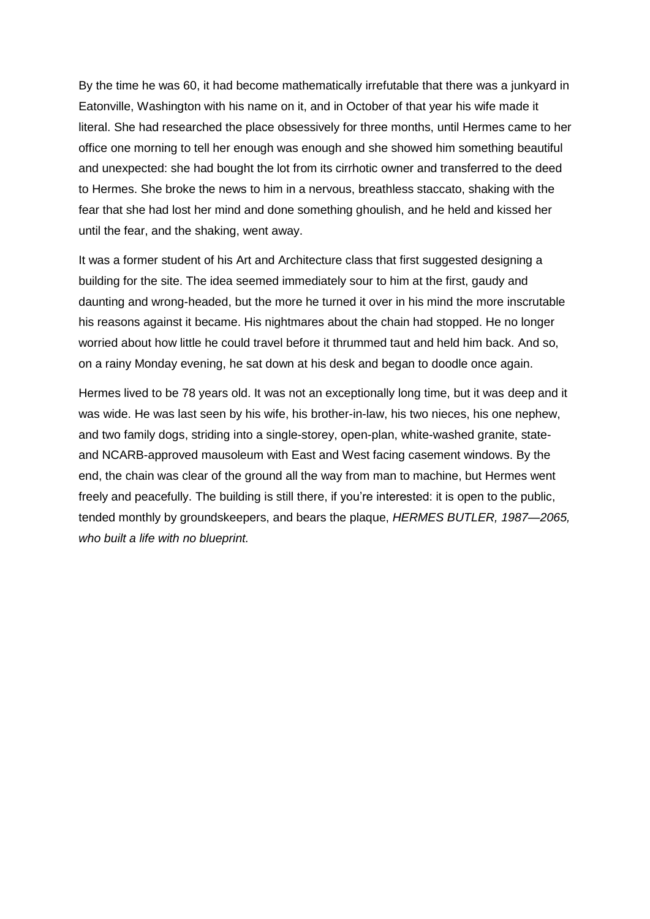By the time he was 60, it had become mathematically irrefutable that there was a junkyard in Eatonville, Washington with his name on it, and in October of that year his wife made it literal. She had researched the place obsessively for three months, until Hermes came to her office one morning to tell her enough was enough and she showed him something beautiful and unexpected: she had bought the lot from its cirrhotic owner and transferred to the deed to Hermes. She broke the news to him in a nervous, breathless staccato, shaking with the fear that she had lost her mind and done something ghoulish, and he held and kissed her until the fear, and the shaking, went away.

It was a former student of his Art and Architecture class that first suggested designing a building for the site. The idea seemed immediately sour to him at the first, gaudy and daunting and wrong-headed, but the more he turned it over in his mind the more inscrutable his reasons against it became. His nightmares about the chain had stopped. He no longer worried about how little he could travel before it thrummed taut and held him back. And so, on a rainy Monday evening, he sat down at his desk and began to doodle once again.

Hermes lived to be 78 years old. It was not an exceptionally long time, but it was deep and it was wide. He was last seen by his wife, his brother-in-law, his two nieces, his one nephew, and two family dogs, striding into a single-storey, open-plan, white-washed granite, state- and NCARB-approved mausoleum with East and West facing casement windows. By the end, the chain was clear of the ground all the way from man to machine, but Hermes went freely and peacefully. The building is still there, if you're interested: it is open to the public, tended monthly by groundskeepers, and bears the plaque, *HERMES BUTLER, 1987—2065, who built a life with no blueprint.*